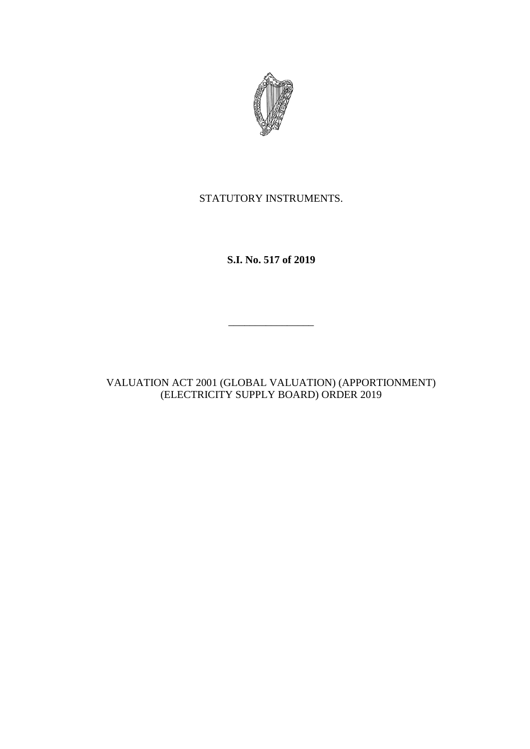STATUTORY INSTRUMENTS.

**S.I. No. 517 of 2019**

---

VALUATION ACT 2001 (GLOBAL VALUATION) (APPORTIONMENT) (ELECTRICITY SUPPLY BOARD) ORDER 2019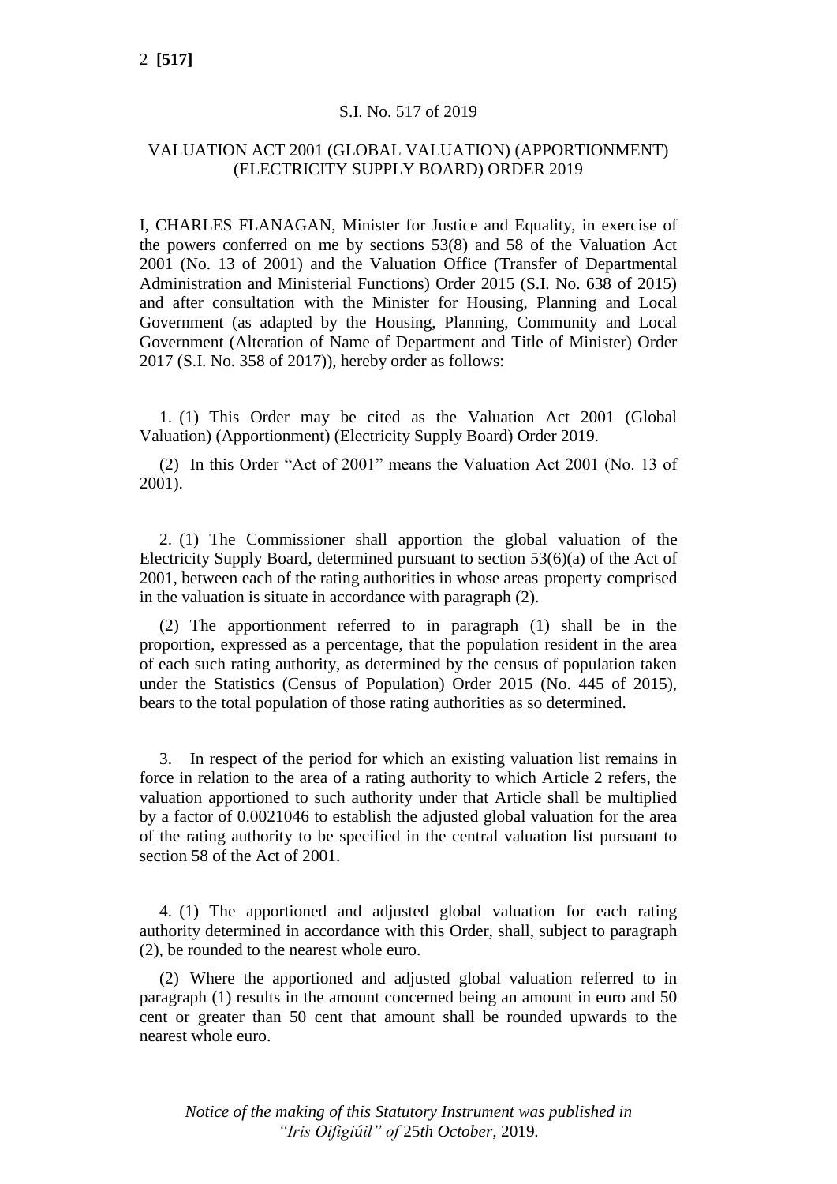S.I. No. 517 of 2019

VALUATION ACT 2001 (GLOBAL VALUATION) (APPORTIONMENT) (ELECTRICITY SUPPLY BOARD) ORDER 2019

I, CHARLES FLANAGAN, Minister for Justice and Equality, in exercise of the powers conferred on me by sections 53(8) and 58 of the Valuation Act 2001 (No. 13 of 2001) and the Valuation Office (Transfer of Departmental Administration and Ministerial Functions) Order 2015 (S.I. No. 638 of 2015) and after consultation with the Minister for Housing, Planning and Local Government (as adapted by the Housing, Planning, Community and Local Government (Alteration of Name of Department and Title of Minister) Order 2017 (S.I. No. 358 of 2017)), hereby order as follows:

1. (1) This Order may be cited as the Valuation Act 2001 (Global Valuation) (Apportionment) (Electricity Supply Board) Order 2019.

(2) In this Order "Act of 2001" means the Valuation Act 2001 (No. 13 of 2001).

2. (1) The Commissioner shall apportion the global valuation of the Electricity Supply Board, determined pursuant to section 53(6)(a) of the Act of 2001, between each of the rating authorities in whose areas property comprised in the valuation is situate in accordance with paragraph (2).

(2) The apportionment referred to in paragraph (1) shall be in the proportion, expressed as a percentage, that the population resident in the area of each such rating authority, as determined by the census of population taken under the Statistics (Census of Population) Order 2015 (No. 445 of 2015), bears to the total population of those rating authorities as so determined.

3. In respect of the period for which an existing valuation list remains in force in relation to the area of a rating authority to which Article 2 refers, the valuation apportioned to such authority under that Article shall be multiplied by a factor of 0.0021046 to establish the adjusted global valuation for the area of the rating authority to be specified in the central valuation list pursuant to section 58 of the Act of 2001.

4. (1) The apportioned and adjusted global valuation for each rating authority determined in accordance with this Order, shall, subject to paragraph (2), be rounded to the nearest whole euro.

(2) Where the apportioned and adjusted global valuation referred to in paragraph (1) results in the amount concerned being an amount in euro and 50 cent or greater than 50 cent that amount shall be rounded upwards to the nearest whole euro.

*Notice of the making of this Statutory Instrument was published in "Iris Oifigiúil" of 25th October, 2019.*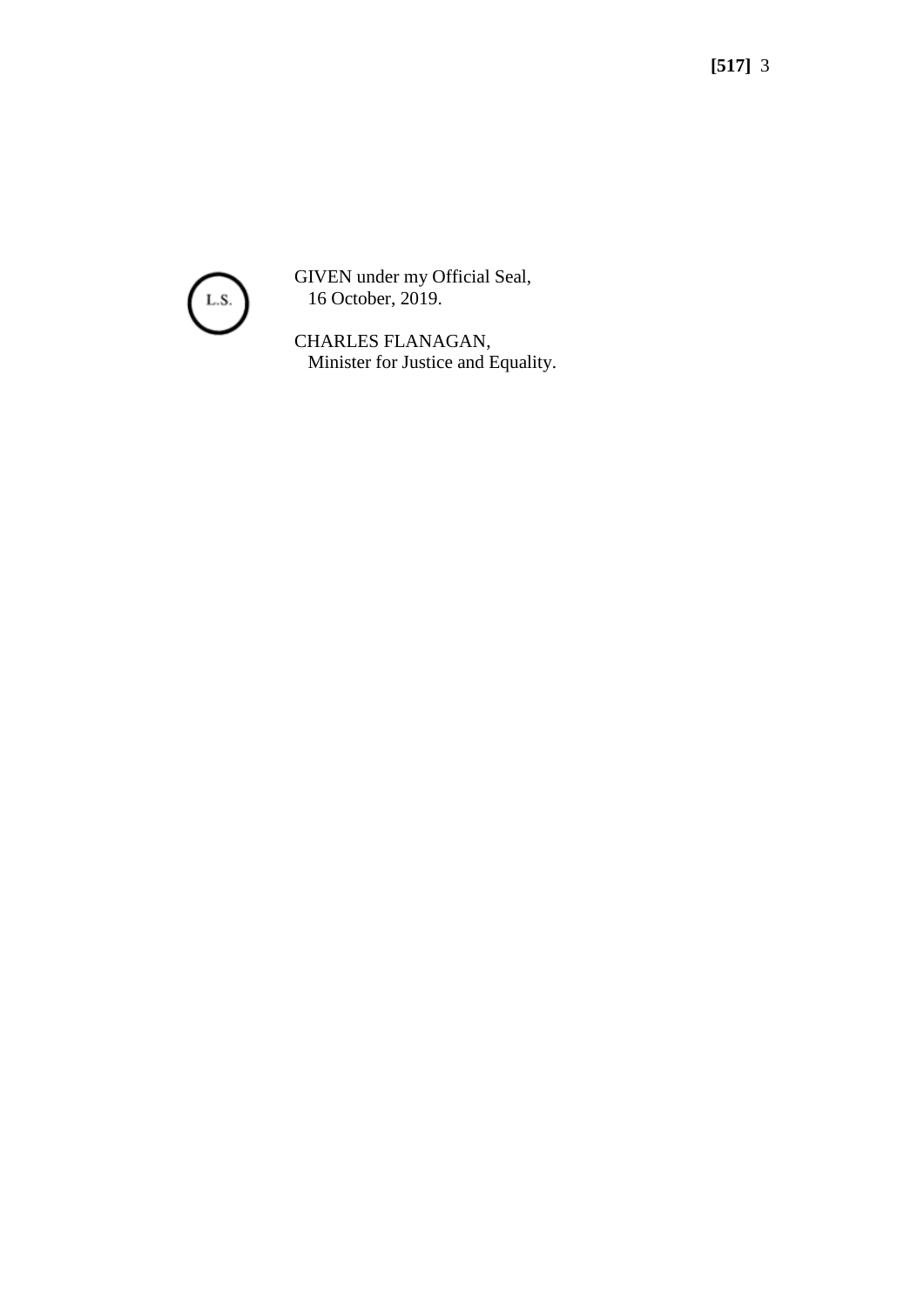L.S.

GIVEN under my Official Seal,
16 October, 2019.

CHARLES FLANAGAN,
Minister for Justice and Equality.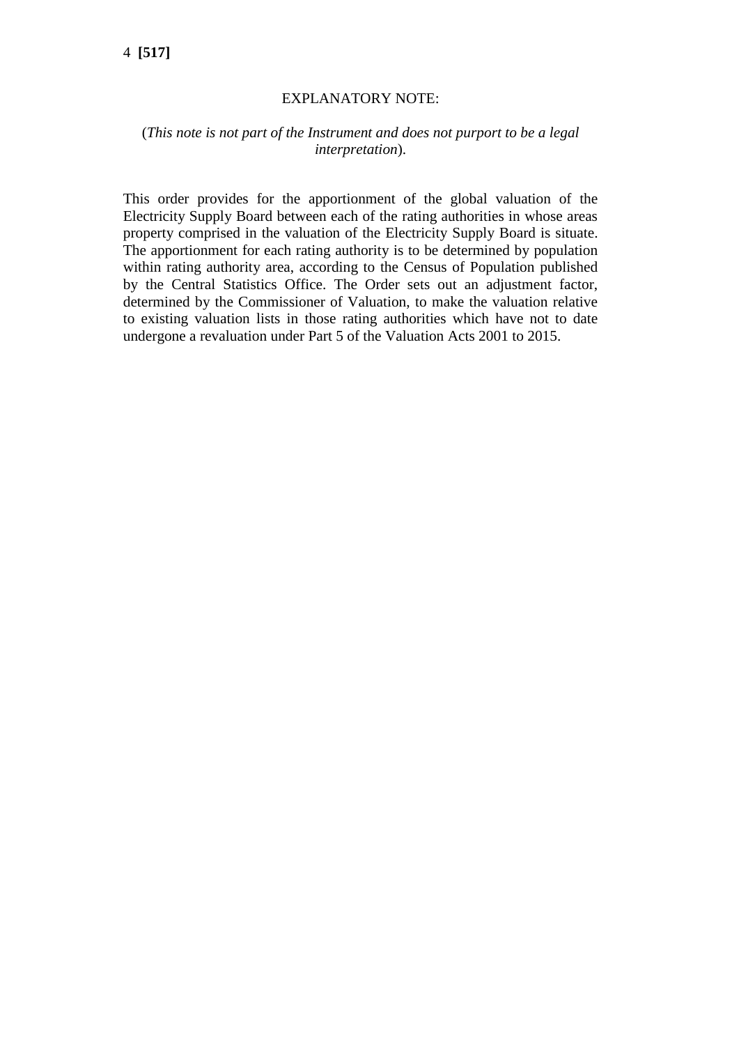EXPLANATORY NOTE:

(*This note is not part of the Instrument and does not purport to be a legal interpretation*).

This order provides for the apportionment of the global valuation of the Electricity Supply Board between each of the rating authorities in whose areas property comprised in the valuation of the Electricity Supply Board is situate. The apportionment for each rating authority is to be determined by population within rating authority area, according to the Census of Population published by the Central Statistics Office. The Order sets out an adjustment factor, determined by the Commissioner of Valuation, to make the valuation relative to existing valuation lists in those rating authorities which have not to date undergone a revaluation under Part 5 of the Valuation Acts 2001 to 2015.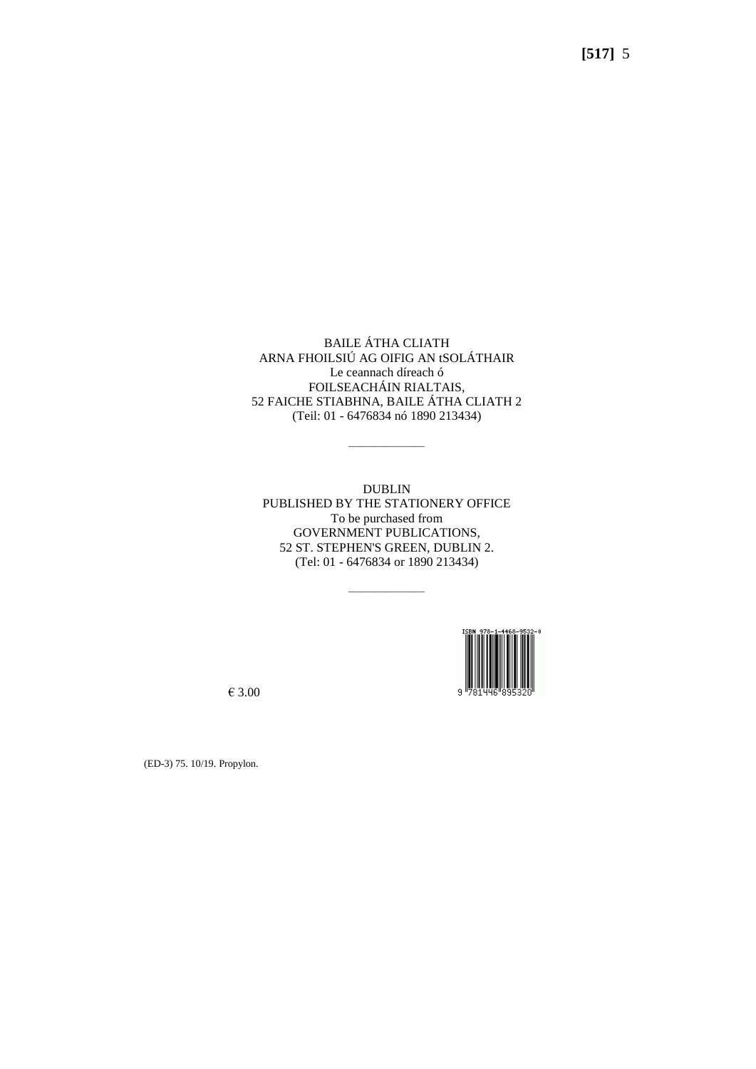BAILE ÁTHA CLIATH
ARNA FHOILSIÚ AG OIFIG AN tSOLÁTHAIR
Le ceannach díreach ó
FOILSEACHÁIN RIALTAIS,
52 FAICHE STIABHNA, BAILE ÁTHA CLIATH 2
(Teil: 01 - 6476834 nó 1890 213434)

---

DUBLIN
PUBLISHED BY THE STATIONERY OFFICE
To be purchased from
GOVERNMENT PUBLICATIONS,
52 ST. STEPHEN'S GREEN, DUBLIN 2.
(Tel: 01 - 6476834 or 1890 213434)

---

ISBN 978-1-4468-9532-0

9 781446 895320

€ 3.00

(ED-3) 75. 10/19. Propylon.